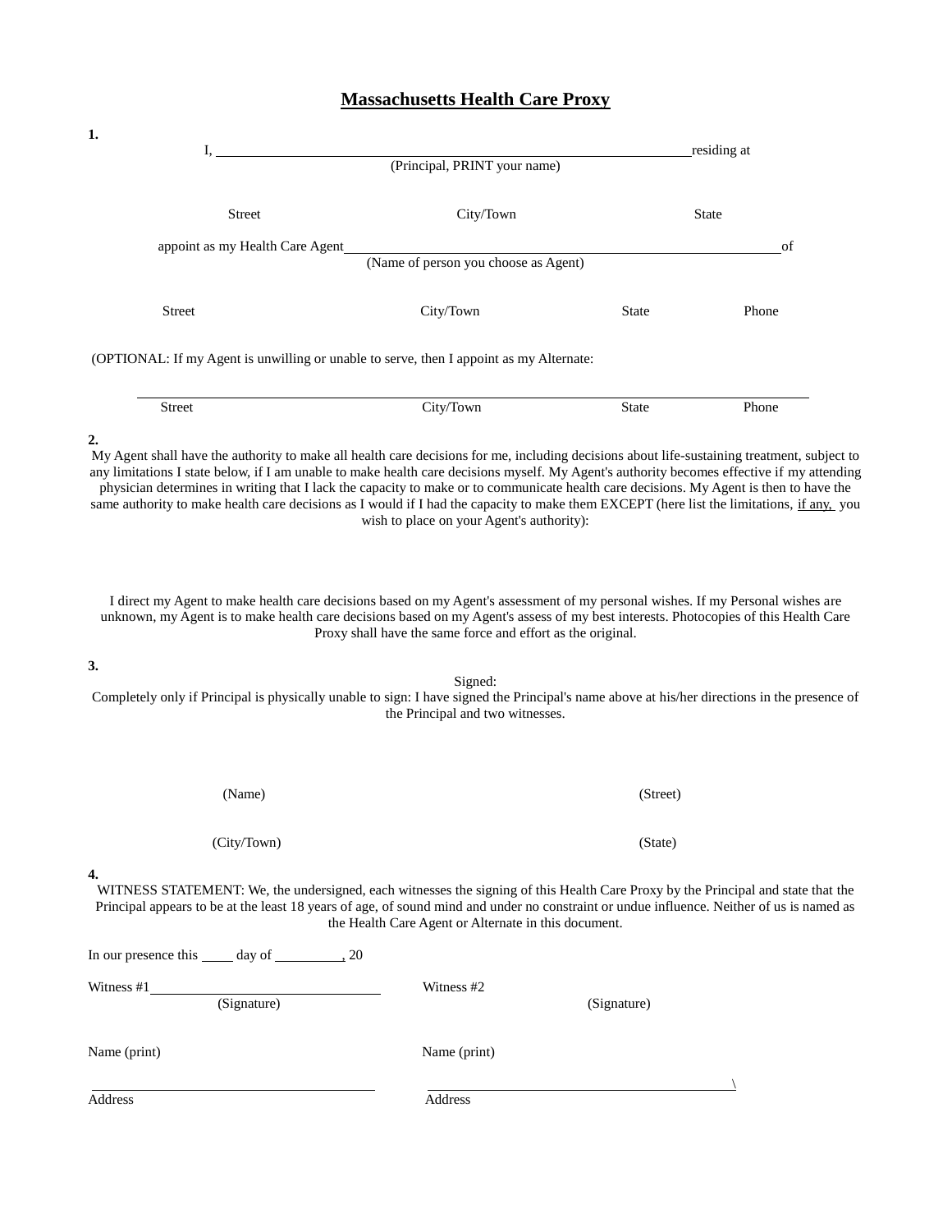# Massachusetts Health Care Proxy

**1.**

I, ______________________________________________ residing at
(Principal, PRINT your name)

Street City/Town State

appoint as my Health Care Agent ______________________________________________ of
(Name of person you choose as Agent)

Street City/Town State Phone

(OPTIONAL: If my Agent is unwilling or unable to serve, then I appoint as my Alternate:

______________________________________________

Street City/Town State Phone

**2.**

My Agent shall have the authority to make all health care decisions for me, including decisions about life-sustaining treatment, subject to any limitations I state below, if I am unable to make health care decisions myself. My Agent's authority becomes effective if my attending physician determines in writing that I lack the capacity to make or to communicate health care decisions. My Agent is then to have the same authority to make health care decisions as I would if I had the capacity to make them EXCEPT (here list the limitations, <u>if any,</u> you wish to place on your Agent's authority):

I direct my Agent to make health care decisions based on my Agent's assessment of my personal wishes. If my Personal wishes are unknown, my Agent is to make health care decisions based on my Agent's assess of my best interests. Photocopies of this Health Care Proxy shall have the same force and effort as the original.

**3.**

Signed:

Completely only if Principal is physically unable to sign: I have signed the Principal's name above at his/her directions in the presence of the Principal and two witnesses.

(Name) (Street)

(City/Town) (State)

**4.**

WITNESS STATEMENT: We, the undersigned, each witnesses the signing of this Health Care Proxy by the Principal and state that the Principal appears to be at the least 18 years of age, of sound mind and under no constraint or undue influence. Neither of us is named as the Health Care Agent or Alternate in this document.

In our presence this _____ day of __________, 20

Witness #1 ______________________________
(Signature)

Witness #2
(Signature)

Name (print)

Name (print)

______________________________
Address

______________________________\
Address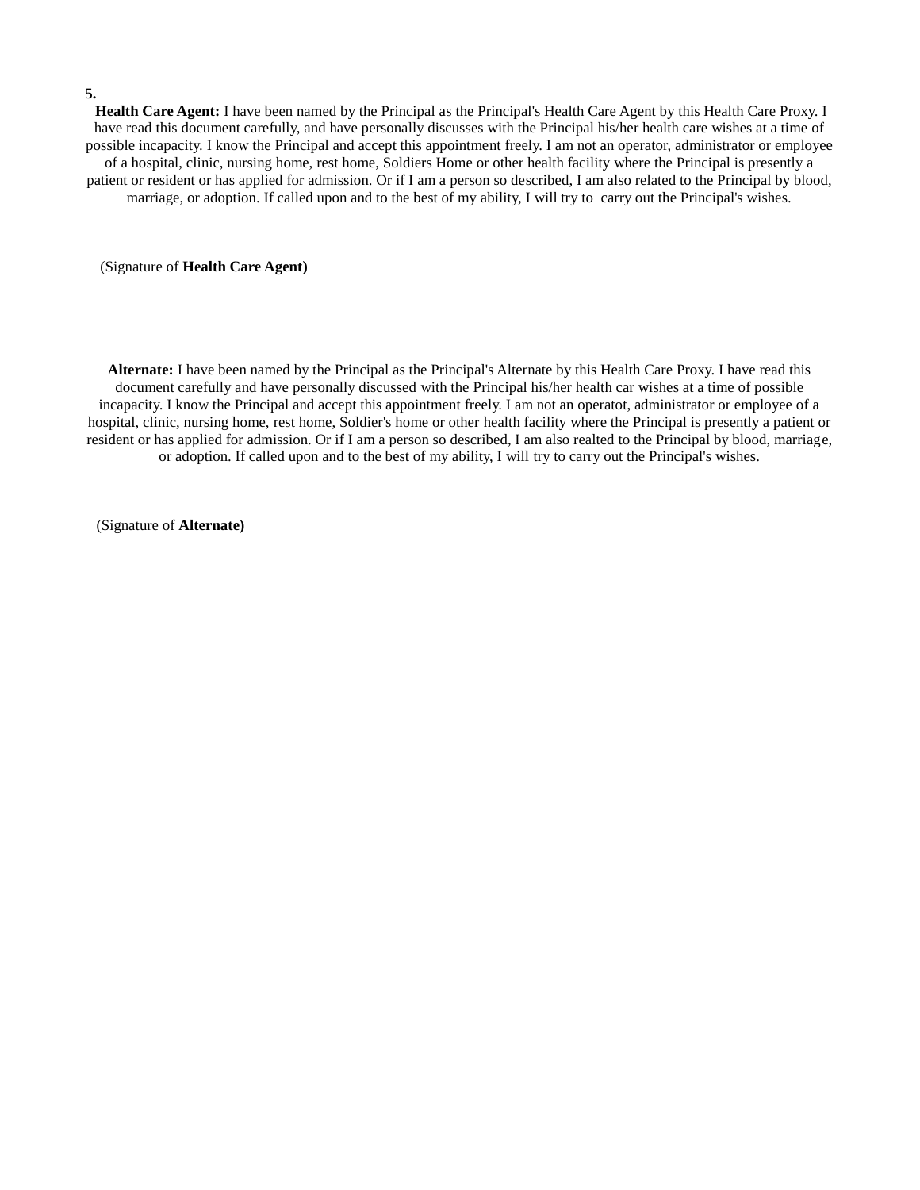**5.**

**Health Care Agent:** I have been named by the Principal as the Principal's Health Care Agent by this Health Care Proxy. I have read this document carefully, and have personally discusses with the Principal his/her health care wishes at a time of possible incapacity. I know the Principal and accept this appointment freely. I am not an operator, administrator or employee of a hospital, clinic, nursing home, rest home, Soldiers Home or other health facility where the Principal is presently a patient or resident or has applied for admission. Or if I am a person so described, I am also related to the Principal by blood, marriage, or adoption. If called upon and to the best of my ability, I will try to carry out the Principal's wishes.

(Signature of **Health Care Agent)**

**Alternate:** I have been named by the Principal as the Principal's Alternate by this Health Care Proxy. I have read this document carefully and have personally discussed with the Principal his/her health car wishes at a time of possible incapacity. I know the Principal and accept this appointment freely. I am not an operatot, administrator or employee of a hospital, clinic, nursing home, rest home, Soldier's home or other health facility where the Principal is presently a patient or resident or has applied for admission. Or if I am a person so described, I am also realted to the Principal by blood, marriage, or adoption. If called upon and to the best of my ability, I will try to carry out the Principal's wishes.

(Signature of **Alternate)**